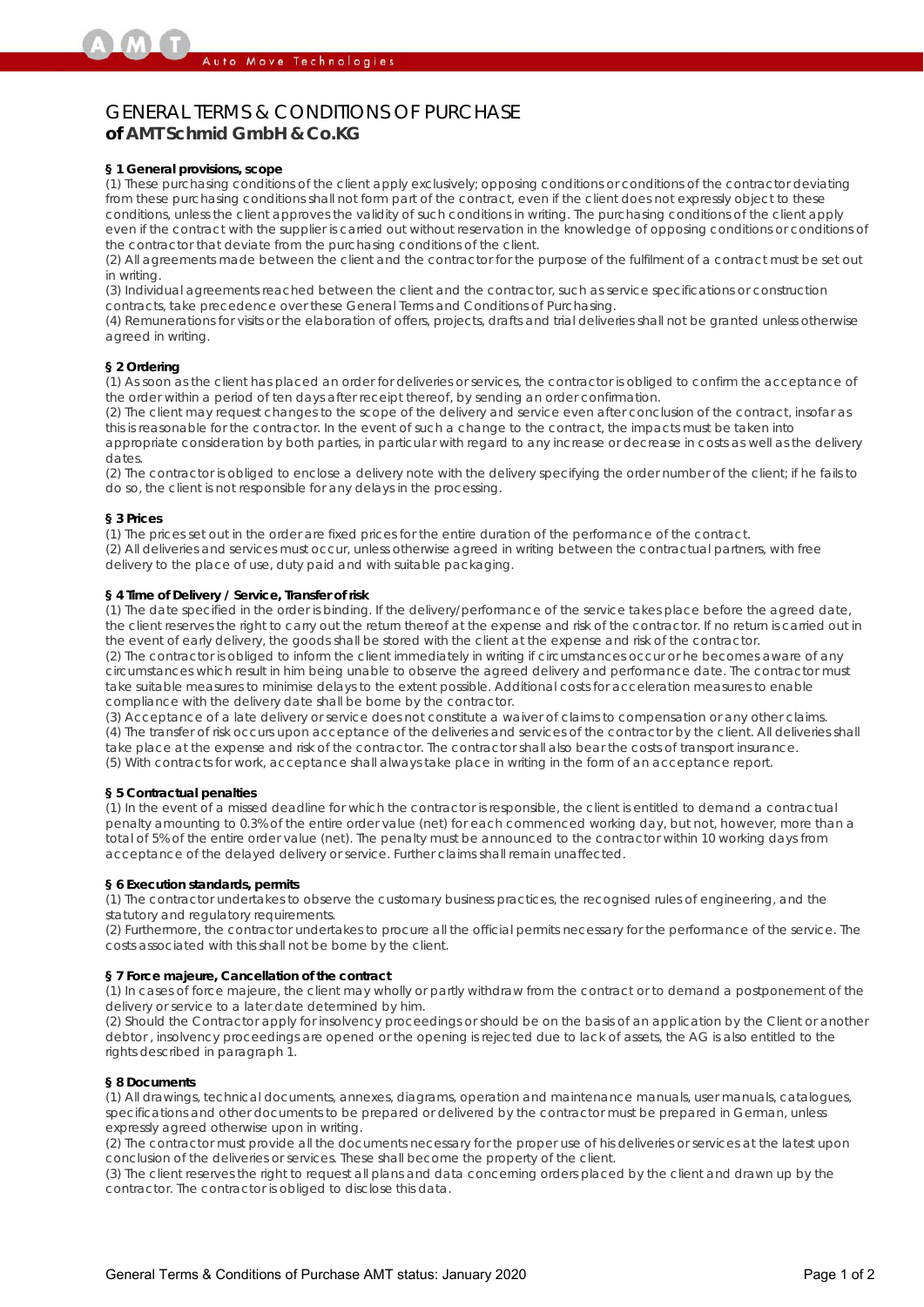# GENERAL TERMS & CONDITIONS OF PURCHASE
## of AMT Schmid GmbH & Co.KG

**§ 1 General provisions, scope**

(1) These purchasing conditions of the client apply exclusively; opposing conditions or conditions of the contractor deviating from these purchasing conditions shall not form part of the contract, even if the client does not expressly object to these conditions, unless the client approves the validity of such conditions in writing. The purchasing conditions of the client apply even if the contract with the supplier is carried out without reservation in the knowledge of opposing conditions or conditions of the contractor that deviate from the purchasing conditions of the client.

(2) All agreements made between the client and the contractor for the purpose of the fulfilment of a contract must be set out in writing.

(3) Individual agreements reached between the client and the contractor, such as service specifications or construction contracts, take precedence over these General Terms and Conditions of Purchasing.

(4) Remunerations for visits or the elaboration of offers, projects, drafts and trial deliveries shall not be granted unless otherwise agreed in writing.

**§ 2 Ordering**

(1) As soon as the client has placed an order for deliveries or services, the contractor is obliged to confirm the acceptance of the order within a period of ten days after receipt thereof, by sending an order confirmation.

(2) The client may request changes to the scope of the delivery and service even after conclusion of the contract, insofar as this is reasonable for the contractor. In the event of such a change to the contract, the impacts must be taken into appropriate consideration by both parties, in particular with regard to any increase or decrease in costs as well as the delivery dates.

(2) The contractor is obliged to enclose a delivery note with the delivery specifying the order number of the client; if he fails to do so, the client is not responsible for any delays in the processing.

**§ 3 Prices**

(1) The prices set out in the order are fixed prices for the entire duration of the performance of the contract.

(2) All deliveries and services must occur, unless otherwise agreed in writing between the contractual partners, with free delivery to the place of use, duty paid and with suitable packaging.

**§ 4 Time of Delivery / Service, Transfer of risk**

(1) The date specified in the order is binding. If the delivery/performance of the service takes place before the agreed date, the client reserves the right to carry out the return thereof at the expense and risk of the contractor. If no return is carried out in the event of early delivery, the goods shall be stored with the client at the expense and risk of the contractor.

(2) The contractor is obliged to inform the client immediately in writing if circumstances occur or he becomes aware of any circumstances which result in him being unable to observe the agreed delivery and performance date. The contractor must take suitable measures to minimise delays to the extent possible. Additional costs for acceleration measures to enable compliance with the delivery date shall be borne by the contractor.

(3) Acceptance of a late delivery or service does not constitute a waiver of claims to compensation or any other claims.

(4) The transfer of risk occurs upon acceptance of the deliveries and services of the contractor by the client. All deliveries shall take place at the expense and risk of the contractor. The contractor shall also bear the costs of transport insurance.

(5) With contracts for work, acceptance shall always take place in writing in the form of an acceptance report.

**§ 5 Contractual penalties**

(1) In the event of a missed deadline for which the contractor is responsible, the client is entitled to demand a contractual penalty amounting to 0.3% of the entire order value (net) for each commenced working day, but not, however, more than a total of 5% of the entire order value (net). The penalty must be announced to the contractor within 10 working days from acceptance of the delayed delivery or service. Further claims shall remain unaffected.

**§ 6 Execution standards, permits**

(1) The contractor undertakes to observe the customary business practices, the recognised rules of engineering, and the statutory and regulatory requirements.

(2) Furthermore, the contractor undertakes to procure all the official permits necessary for the performance of the service. The costs associated with this shall not be borne by the client.

**§ 7 Force majeure, Cancellation of the contract**

(1) In cases of force majeure, the client may wholly or partly withdraw from the contract or to demand a postponement of the delivery or service to a later date determined by him.

(2) Should the Contractor apply for insolvency proceedings or should be on the basis of an application by the Client or another debtor , insolvency proceedings are opened or the opening is rejected due to lack of assets, the AG is also entitled to the rights described in paragraph 1.

**§ 8 Documents**

(1) All drawings, technical documents, annexes, diagrams, operation and maintenance manuals, user manuals, catalogues, specifications and other documents to be prepared or delivered by the contractor must be prepared in German, unless expressly agreed otherwise upon in writing.

(2) The contractor must provide all the documents necessary for the proper use of his deliveries or services at the latest upon conclusion of the deliveries or services. These shall become the property of the client.

(3) The client reserves the right to request all plans and data concerning orders placed by the client and drawn up by the contractor. The contractor is obliged to disclose this data.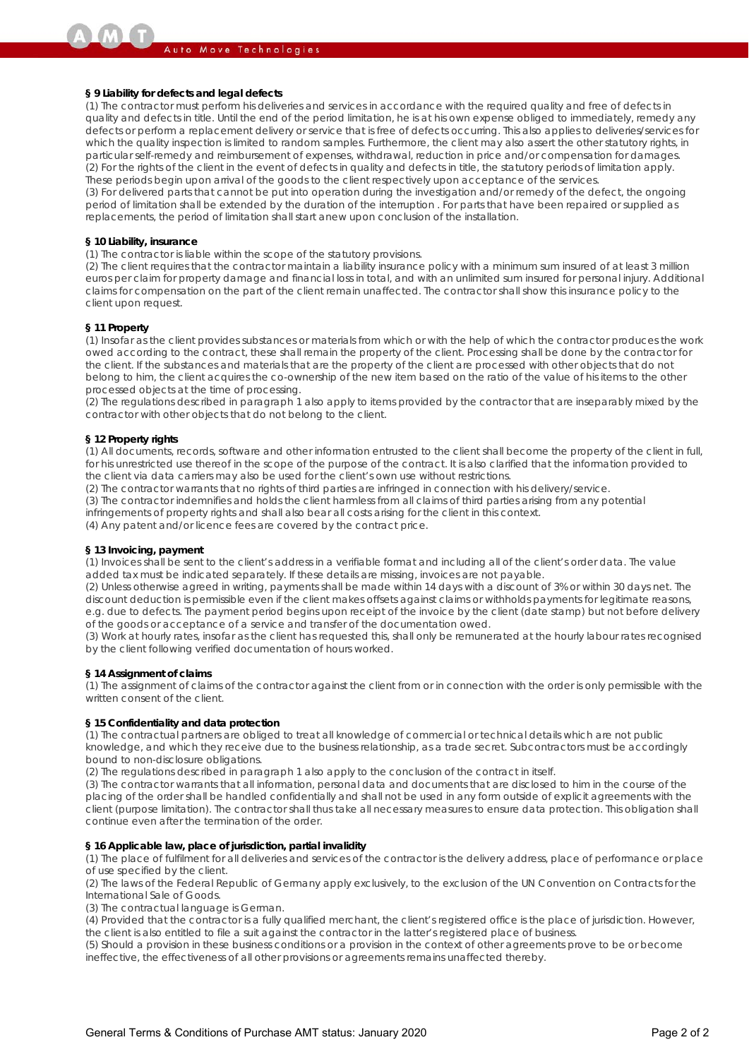### § 9 Liability for defects and legal defects

(1) The contractor must perform his deliveries and services in accordance with the required quality and free of defects in quality and defects in title. Until the end of the period limitation, he is at his own expense obliged to immediately, remedy any defects or perform a replacement delivery or service that is free of defects occurring. This also applies to deliveries/services for which the quality inspection is limited to random samples. Furthermore, the client may also assert the other statutory rights, in particular self-remedy and reimbursement of expenses, withdrawal, reduction in price and/or compensation for damages.
(2) For the rights of the client in the event of defects in quality and defects in title, the statutory periods of limitation apply. These periods begin upon arrival of the goods to the client respectively upon acceptance of the services.
(3) For delivered parts that cannot be put into operation during the investigation and/or remedy of the defect, the ongoing period of limitation shall be extended by the duration of the interruption . For parts that have been repaired or supplied as replacements, the period of limitation shall start anew upon conclusion of the installation.

### § 10 Liability, insurance

(1) The contractor is liable within the scope of the statutory provisions.
(2) The client requires that the contractor maintain a liability insurance policy with a minimum sum insured of at least 3 million euros per claim for property damage and financial loss in total, and with an unlimited sum insured for personal injury. Additional claims for compensation on the part of the client remain unaffected. The contractor shall show this insurance policy to the client upon request.

### § 11 Property

(1) Insofar as the client provides substances or materials from which or with the help of which the contractor produces the work owed according to the contract, these shall remain the property of the client. Processing shall be done by the contractor for the client. If the substances and materials that are the property of the client are processed with other objects that do not belong to him, the client acquires the co-ownership of the new item based on the ratio of the value of his items to the other processed objects at the time of processing.
(2) The regulations described in paragraph 1 also apply to items provided by the contractor that are inseparably mixed by the contractor with other objects that do not belong to the client.

### § 12 Property rights

(1) All documents, records, software and other information entrusted to the client shall become the property of the client in full, for his unrestricted use thereof in the scope of the purpose of the contract. It is also clarified that the information provided to the client via data carriers may also be used for the client's own use without restrictions.
(2) The contractor warrants that no rights of third parties are infringed in connection with his delivery/service.
(3) The contractor indemnifies and holds the client harmless from all claims of third parties arising from any potential infringements of property rights and shall also bear all costs arising for the client in this context.
(4) Any patent and/or licence fees are covered by the contract price.

### § 13 Invoicing, payment

(1) Invoices shall be sent to the client's address in a verifiable format and including all of the client's order data. The value added tax must be indicated separately. If these details are missing, invoices are not payable.
(2) Unless otherwise agreed in writing, payments shall be made within 14 days with a discount of 3% or within 30 days net. The discount deduction is permissible even if the client makes offsets against claims or withholds payments for legitimate reasons, e.g. due to defects. The payment period begins upon receipt of the invoice by the client (date stamp) but not before delivery of the goods or acceptance of a service and transfer of the documentation owed.
(3) Work at hourly rates, insofar as the client has requested this, shall only be remunerated at the hourly labour rates recognised by the client following verified documentation of hours worked.

### § 14 Assignment of claims

(1) The assignment of claims of the contractor against the client from or in connection with the order is only permissible with the written consent of the client.

### § 15 Confidentiality and data protection

(1) The contractual partners are obliged to treat all knowledge of commercial or technical details which are not public knowledge, and which they receive due to the business relationship, as a trade secret. Subcontractors must be accordingly bound to non-disclosure obligations.
(2) The regulations described in paragraph 1 also apply to the conclusion of the contract in itself.
(3) The contractor warrants that all information, personal data and documents that are disclosed to him in the course of the placing of the order shall be handled confidentially and shall not be used in any form outside of explicit agreements with the client (purpose limitation). The contractor shall thus take all necessary measures to ensure data protection. This obligation shall continue even after the termination of the order.

### § 16 Applicable law, place of jurisdiction, partial invalidity

(1) The place of fulfilment for all deliveries and services of the contractor is the delivery address, place of performance or place of use specified by the client.
(2) The laws of the Federal Republic of Germany apply exclusively, to the exclusion of the UN Convention on Contracts for the International Sale of Goods.
(3) The contractual language is German.
(4) Provided that the contractor is a fully qualified merchant, the client's registered office is the place of jurisdiction. However, the client is also entitled to file a suit against the contractor in the latter's registered place of business.
(5) Should a provision in these business conditions or a provision in the context of other agreements prove to be or become ineffective, the effectiveness of all other provisions or agreements remains unaffected thereby.